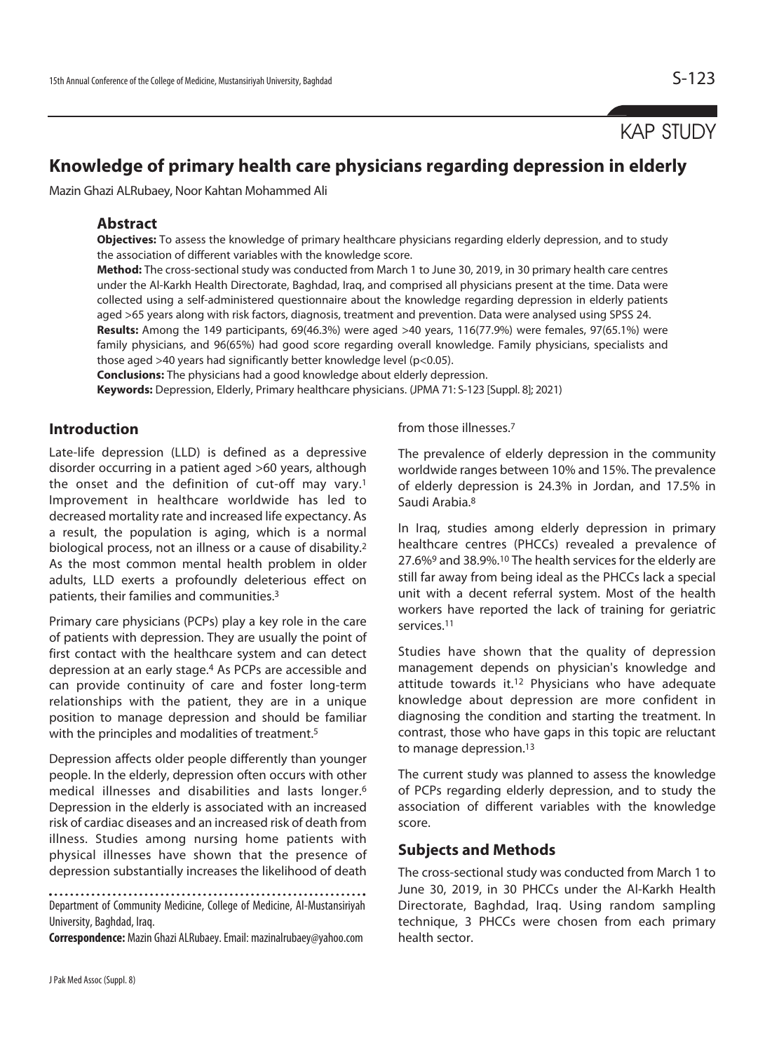KAP STUDY

# Knowledge of primary health care physicians regarding depression in elderly

Mazin Ghazi ALRubaey, Noor Kahtan Mohammed Ali

## Abstract

**Objectives:** To assess the knowledge of primary healthcare physicians regarding elderly depression, and to study the association of different variables with the knowledge score.

**Method:** The cross-sectional study was conducted from March 1 to June 30, 2019, in 30 primary health care centres under the Al-Karkh Health Directorate, Baghdad, Iraq, and comprised all physicians present at the time. Data were collected using a self-administered questionnaire about the knowledge regarding depression in elderly patients aged >65 years along with risk factors, diagnosis, treatment and prevention. Data were analysed using SPSS 24.

**Results:** Among the 149 participants, 69(46.3%) were aged >40 years, 116(77.9%) were females, 97(65.1%) were family physicians, and 96(65%) had good score regarding overall knowledge. Family physicians, specialists and those aged >40 years had significantly better knowledge level ($p<0.05$).

**Conclusions:** The physicians had a good knowledge about elderly depression.

**Keywords:** Depression, Elderly, Primary healthcare physicians. (JPMA 71: S-123 [Suppl. 8]; 2021)

## Introduction

Late-life depression (LLD) is defined as a depressive disorder occurring in a patient aged >60 years, although the onset and the definition of cut-off may vary.[1] Improvement in healthcare worldwide has led to decreased mortality rate and increased life expectancy. As a result, the population is aging, which is a normal biological process, not an illness or a cause of disability.[2] As the most common mental health problem in older adults, LLD exerts a profoundly deleterious effect on patients, their families and communities.[3]

Primary care physicians (PCPs) play a key role in the care of patients with depression. They are usually the point of first contact with the healthcare system and can detect depression at an early stage.[4] As PCPs are accessible and can provide continuity of care and foster long-term relationships with the patient, they are in a unique position to manage depression and should be familiar with the principles and modalities of treatment.[5]

Depression affects older people differently than younger people. In the elderly, depression often occurs with other medical illnesses and disabilities and lasts longer.[6] Depression in the elderly is associated with an increased risk of cardiac diseases and an increased risk of death from illness. Studies among nursing home patients with physical illnesses have shown that the presence of depression substantially increases the likelihood of death from those illnesses.[7]

The prevalence of elderly depression in the community worldwide ranges between 10% and 15%. The prevalence of elderly depression is 24.3% in Jordan, and 17.5% in Saudi Arabia.[8]

In Iraq, studies among elderly depression in primary healthcare centres (PHCCs) revealed a prevalence of 27.6%[9] and 38.9%.[10] The health services for the elderly are still far away from being ideal as the PHCCs lack a special unit with a decent referral system. Most of the health workers have reported the lack of training for geriatric services.[11]

Studies have shown that the quality of depression management depends on physician's knowledge and attitude towards it.[12] Physicians who have adequate knowledge about depression are more confident in diagnosing the condition and starting the treatment. In contrast, those who have gaps in this topic are reluctant to manage depression.[13]

The current study was planned to assess the knowledge of PCPs regarding elderly depression, and to study the association of different variables with the knowledge score.

## Subjects and Methods

The cross-sectional study was conducted from March 1 to June 30, 2019, in 30 PHCCs under the Al-Karkh Health Directorate, Baghdad, Iraq. Using random sampling technique, 3 PHCCs were chosen from each primary health sector.

Department of Community Medicine, College of Medicine, Al-Mustansiriyah University, Baghdad, Iraq.

**Correspondence:** Mazin Ghazi ALRubaey. Email: mazinalrubaey@yahoo.com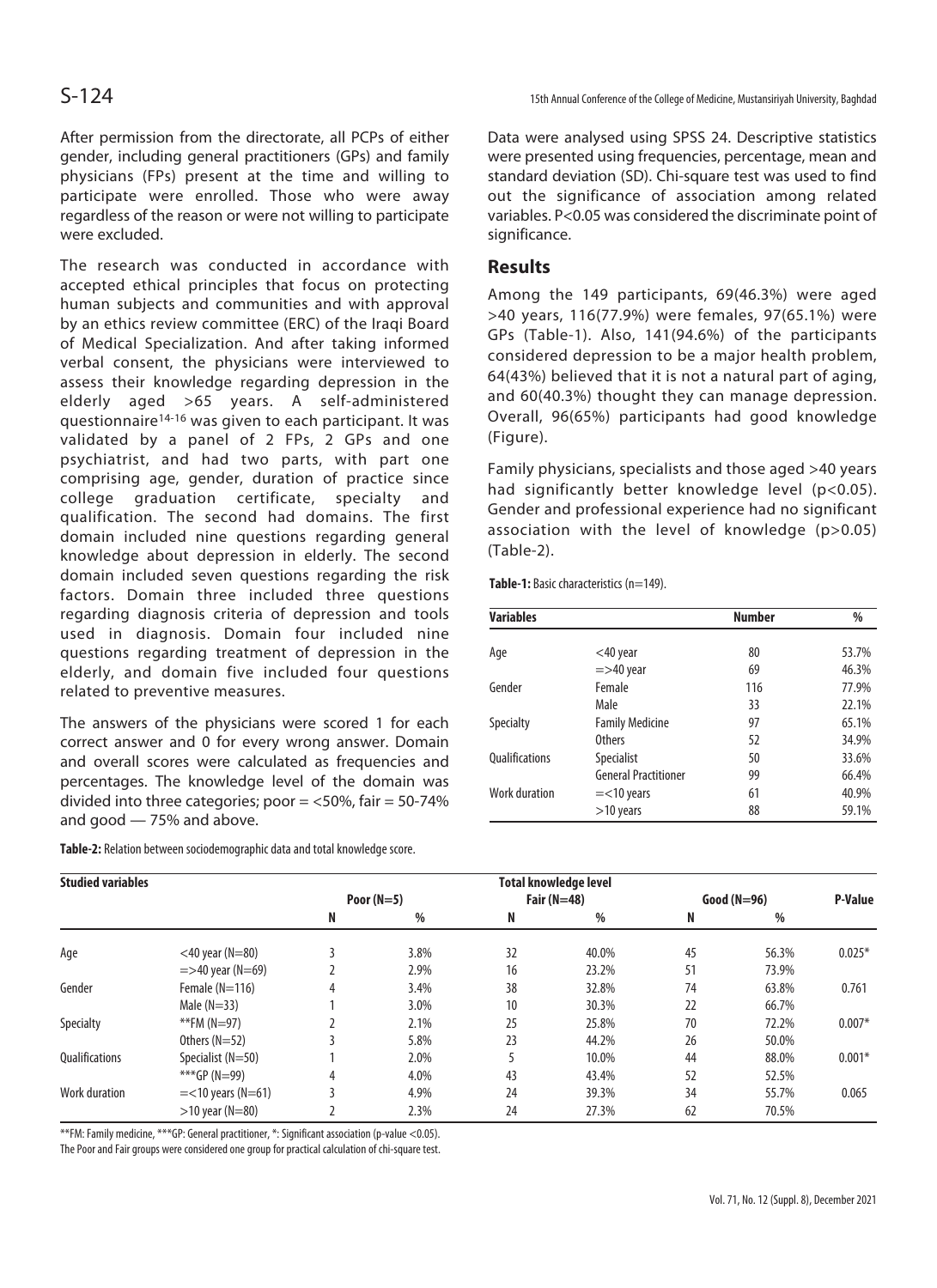After permission from the directorate, all PCPs of either gender, including general practitioners (GPs) and family physicians (FPs) present at the time and willing to participate were enrolled. Those who were away regardless of the reason or were not willing to participate were excluded.

The research was conducted in accordance with accepted ethical principles that focus on protecting human subjects and communities and with approval by an ethics review committee (ERC) of the Iraqi Board of Medical Specialization. And after taking informed verbal consent, the physicians were interviewed to assess their knowledge regarding depression in the elderly aged >65 years. A self-administered questionnaire[14-16] was given to each participant. It was validated by a panel of 2 FPs, 2 GPs and one psychiatrist, and had two parts, with part one comprising age, gender, duration of practice since college graduation certificate, specialty and qualification. The second had domains. The first domain included nine questions regarding general knowledge about depression in elderly. The second domain included seven questions regarding the risk factors. Domain three included three questions regarding diagnosis criteria of depression and tools used in diagnosis. Domain four included nine questions regarding treatment of depression in the elderly, and domain five included four questions related to preventive measures.

The answers of the physicians were scored 1 for each correct answer and 0 for every wrong answer. Domain and overall scores were calculated as frequencies and percentages. The knowledge level of the domain was divided into three categories; poor = <50%, fair = 50-74% and good — 75% and above.

Data were analysed using SPSS 24. Descriptive statistics were presented using frequencies, percentage, mean and standard deviation (SD). Chi-square test was used to find out the significance of association among related variables. P<0.05 was considered the discriminate point of significance.

## Results

Among the 149 participants, 69(46.3%) were aged >40 years, 116(77.9%) were females, 97(65.1%) were GPs (Table-1). Also, 141(94.6%) of the participants considered depression to be a major health problem, 64(43%) believed that it is not a natural part of aging, and 60(40.3%) thought they can manage depression. Overall, 96(65%) participants had good knowledge (Figure).

Family physicians, specialists and those aged >40 years had significantly better knowledge level (p<0.05). Gender and professional experience had no significant association with the level of knowledge (p>0.05) (Table-2).

**Table-1:** Basic characteristics (n=149).

| Variables | | Number | % |
|---|---|---|---|
| Age | <40 year | 80 | 53.7% |
| | =>40 year | 69 | 46.3% |
| Gender | Female | 116 | 77.9% |
| | Male | 33 | 22.1% |
| Specialty | Family Medicine | 97 | 65.1% |
| | Others | 52 | 34.9% |
| Qualifications | Specialist | 50 | 33.6% |
| | General Practitioner | 99 | 66.4% |
| Work duration | =<10 years | 61 | 40.9% |
| | >10 years | 88 | 59.1% |

**Table-2:** Relation between sociodemographic data and total knowledge score.

| Studied variables | | Total knowledge level | | | | | | P-Value |
|---|---|---|---|---|---|---|---|---|
| | | Poor (N=5) | | Fair (N=48) | | Good (N=96) | | |
| | | N | % | N | % | N | % | |
| Age | <40 year (N=80) | 3 | 3.8% | 32 | 40.0% | 45 | 56.3% | 0.025* |
| | =>40 year (N=69) | 2 | 2.9% | 16 | 23.2% | 51 | 73.9% | |
| Gender | Female (N=116) | 4 | 3.4% | 38 | 32.8% | 74 | 63.8% | 0.761 |
| | Male (N=33) | 1 | 3.0% | 10 | 30.3% | 22 | 66.7% | |
| Specialty | **FM (N=97) | 2 | 2.1% | 25 | 25.8% | 70 | 72.2% | 0.007* |
| | Others (N=52) | 3 | 5.8% | 23 | 44.2% | 26 | 50.0% | |
| Qualifications | Specialist (N=50) | 1 | 2.0% | 5 | 10.0% | 44 | 88.0% | 0.001* |
| | ***GP (N=99) | 4 | 4.0% | 43 | 43.4% | 52 | 52.5% | |
| Work duration | =<10 years (N=61) | 3 | 4.9% | 24 | 39.3% | 34 | 55.7% | 0.065 |
| | >10 year (N=80) | 2 | 2.3% | 24 | 27.3% | 62 | 70.5% | |

**FM: Family medicine, ***GP: General practitioner, *: Significant association (p-value <0.05).

The Poor and Fair groups were considered one group for practical calculation of chi-square test.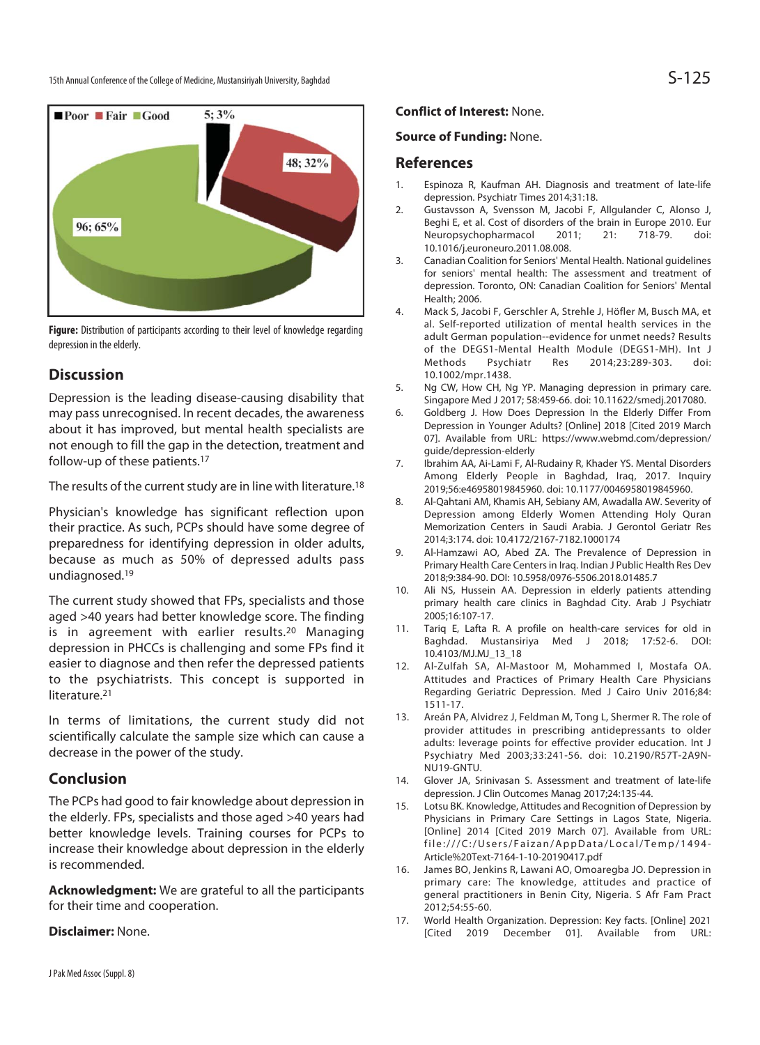Poor Fair Good

5; 3%

48; 32%

96; 65%

**Figure:** Distribution of participants according to their level of knowledge regarding depression in the elderly.

## Discussion

Depression is the leading disease-causing disability that may pass unrecognised. In recent decades, the awareness about it has improved, but mental health specialists are not enough to fill the gap in the detection, treatment and follow-up of these patients.[17]

The results of the current study are in line with literature.[18]

Physician's knowledge has significant reflection upon their practice. As such, PCPs should have some degree of preparedness for identifying depression in older adults, because as much as 50% of depressed adults pass undiagnosed.[19]

The current study showed that FPs, specialists and those aged >40 years had better knowledge score. The finding is in agreement with earlier results.[20] Managing depression in PHCCs is challenging and some FPs find it easier to diagnose and then refer the depressed patients to the psychiatrists. This concept is supported in literature.[21]

In terms of limitations, the current study did not scientifically calculate the sample size which can cause a decrease in the power of the study.

## Conclusion

The PCPs had good to fair knowledge about depression in the elderly. FPs, specialists and those aged >40 years had better knowledge levels. Training courses for PCPs to increase their knowledge about depression in the elderly is recommended.

**Acknowledgment:** We are grateful to all the participants for their time and cooperation.

**Disclaimer:** None.

**Conflict of Interest:** None.

**Source of Funding:** None.

## References

1. Espinoza R, Kaufman AH. Diagnosis and treatment of late-life depression. Psychiatr Times 2014;31:18.
2. Gustavsson A, Svensson M, Jacobi F, Allgulander C, Alonso J, Beghi E, et al. Cost of disorders of the brain in Europe 2010. Eur Neuropsychopharmacol 2011; 21: 718-79. doi: 10.1016/j.euroneuro.2011.08.008.
3. Canadian Coalition for Seniors' Mental Health. National guidelines for seniors' mental health: The assessment and treatment of depression. Toronto, ON: Canadian Coalition for Seniors' Mental Health; 2006.
4. Mack S, Jacobi F, Gerschler A, Strehle J, Höfler M, Busch MA, et al. Self-reported utilization of mental health services in the adult German population--evidence for unmet needs? Results of the DEGS1-Mental Health Module (DEGS1-MH). Int J Methods Psychiatr Res 2014;23:289-303. doi: 10.1002/mpr.1438.
5. Ng CW, How CH, Ng YP. Managing depression in primary care. Singapore Med J 2017; 58:459-66. doi: 10.11622/smedj.2017080.
6. Goldberg J. How Does Depression In the Elderly Differ From Depression in Younger Adults? [Online] 2018 [Cited 2019 March 07]. Available from URL: https://www.webmd.com/depression/guide/depression-elderly
7. Ibrahim AA, Ai-Lami F, Al-Rudainy R, Khader YS. Mental Disorders Among Elderly People in Baghdad, Iraq, 2017. Inquiry 2019;56:e46958019845960. doi: 10.1177/0046958019845960.
8. Al-Qahtani AM, Khamis AH, Sebiany AM, Awadalla AW. Severity of Depression among Elderly Women Attending Holy Quran Memorization Centers in Saudi Arabia. J Gerontol Geriatr Res 2014;3:174. doi: 10.4172/2167-7182.1000174
9. Al-Hamzawi AO, Abed ZA. The Prevalence of Depression in Primary Health Care Centers in Iraq. Indian J Public Health Res Dev 2018;9:384-90. DOI: 10.5958/0976-5506.2018.01485.7
10. Ali NS, Hussein AA. Depression in elderly patients attending primary health care clinics in Baghdad City. Arab J Psychiatr 2005;16:107-17.
11. Tariq E, Lafta R. A profile on health-care services for old in Baghdad. Mustansiriya Med J 2018; 17:52-6. DOI: 10.4103/MJ.MJ_13_18
12. Al-Zulfah SA, Al-Mastoor M, Mohammed I, Mostafa OA. Attitudes and Practices of Primary Health Care Physicians Regarding Geriatric Depression. Med J Cairo Univ 2016;84: 1511-17.
13. Areán PA, Alvidrez J, Feldman M, Tong L, Shermer R. The role of provider attitudes in prescribing antidepressants to older adults: leverage points for effective provider education. Int J Psychiatry Med 2003;33:241-56. doi: 10.2190/R57T-2A9N-NU19-GNTU.
14. Glover JA, Srinivasan S. Assessment and treatment of late-life depression. J Clin Outcomes Manag 2017;24:135-44.
15. Lotsu BK. Knowledge, Attitudes and Recognition of Depression by Physicians in Primary Care Settings in Lagos State, Nigeria. [Online] 2014 [Cited 2019 March 07]. Available from URL: file:///C:/Users/Faizan/AppData/Local/Temp/1494-Article%20Text-7164-1-10-20190417.pdf
16. James BO, Jenkins R, Lawani AO, Omoaregba JO. Depression in primary care: The knowledge, attitudes and practice of general practitioners in Benin City, Nigeria. S Afr Fam Pract 2012;54:55-60.
17. World Health Organization. Depression: Key facts. [Online] 2021 [Cited 2019 December 01]. Available from URL: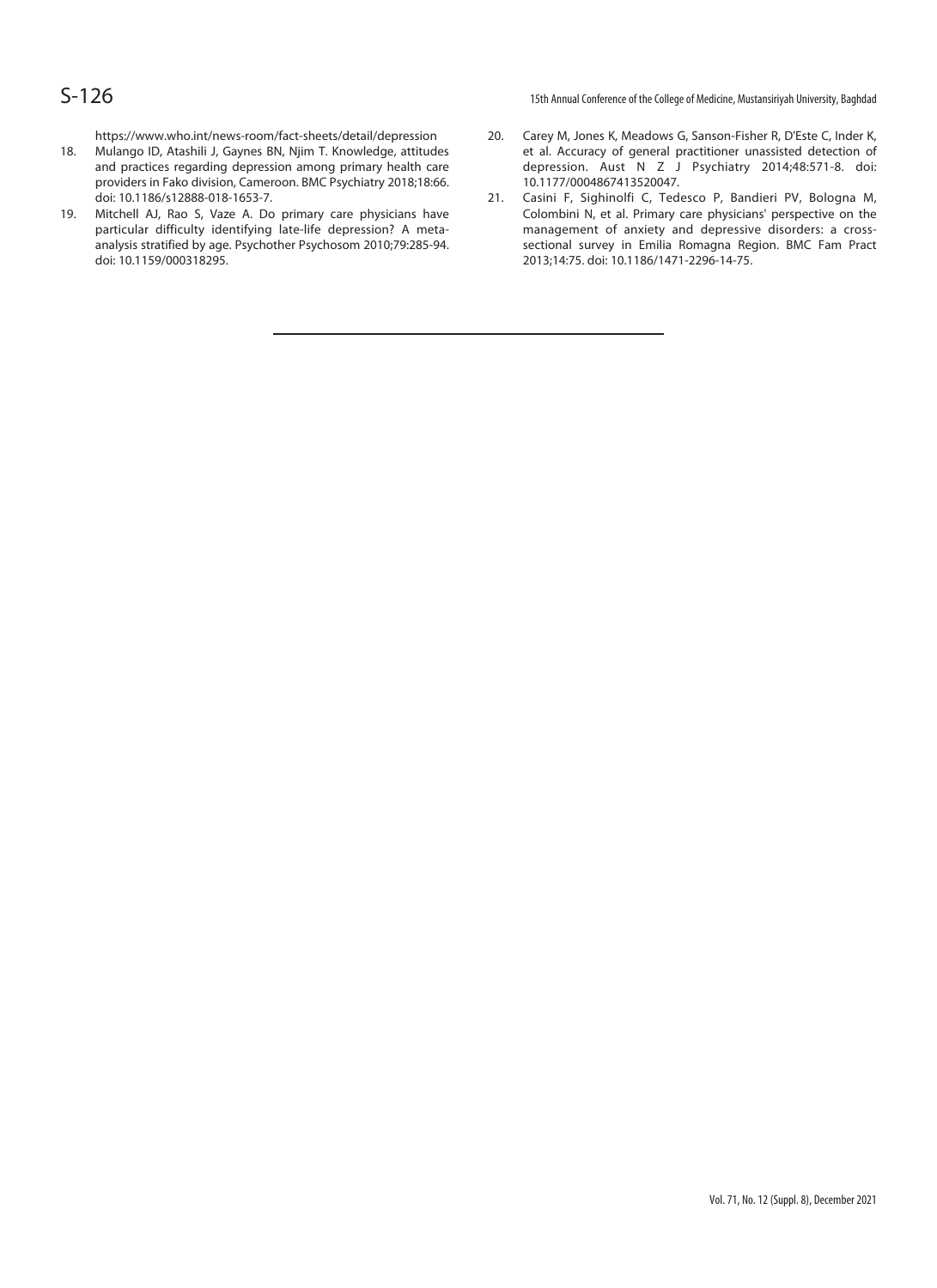https://www.who.int/news-room/fact-sheets/detail/depression

18. Mulango ID, Atashili J, Gaynes BN, Njim T. Knowledge, attitudes and practices regarding depression among primary health care providers in Fako division, Cameroon. BMC Psychiatry 2018;18:66. doi: 10.1186/s12888-018-1653-7.
19. Mitchell AJ, Rao S, Vaze A. Do primary care physicians have particular difficulty identifying late-life depression? A meta-analysis stratified by age. Psychother Psychosom 2010;79:285-94. doi: 10.1159/000318295.
20. Carey M, Jones K, Meadows G, Sanson-Fisher R, D'Este C, Inder K, et al. Accuracy of general practitioner unassisted detection of depression. Aust N Z J Psychiatry 2014;48:571-8. doi: 10.1177/0004867413520047.
21. Casini F, Sighinolfi C, Tedesco P, Bandieri PV, Bologna M, Colombini N, et al. Primary care physicians' perspective on the management of anxiety and depressive disorders: a cross-sectional survey in Emilia Romagna Region. BMC Fam Pract 2013;14:75. doi: 10.1186/1471-2296-14-75.